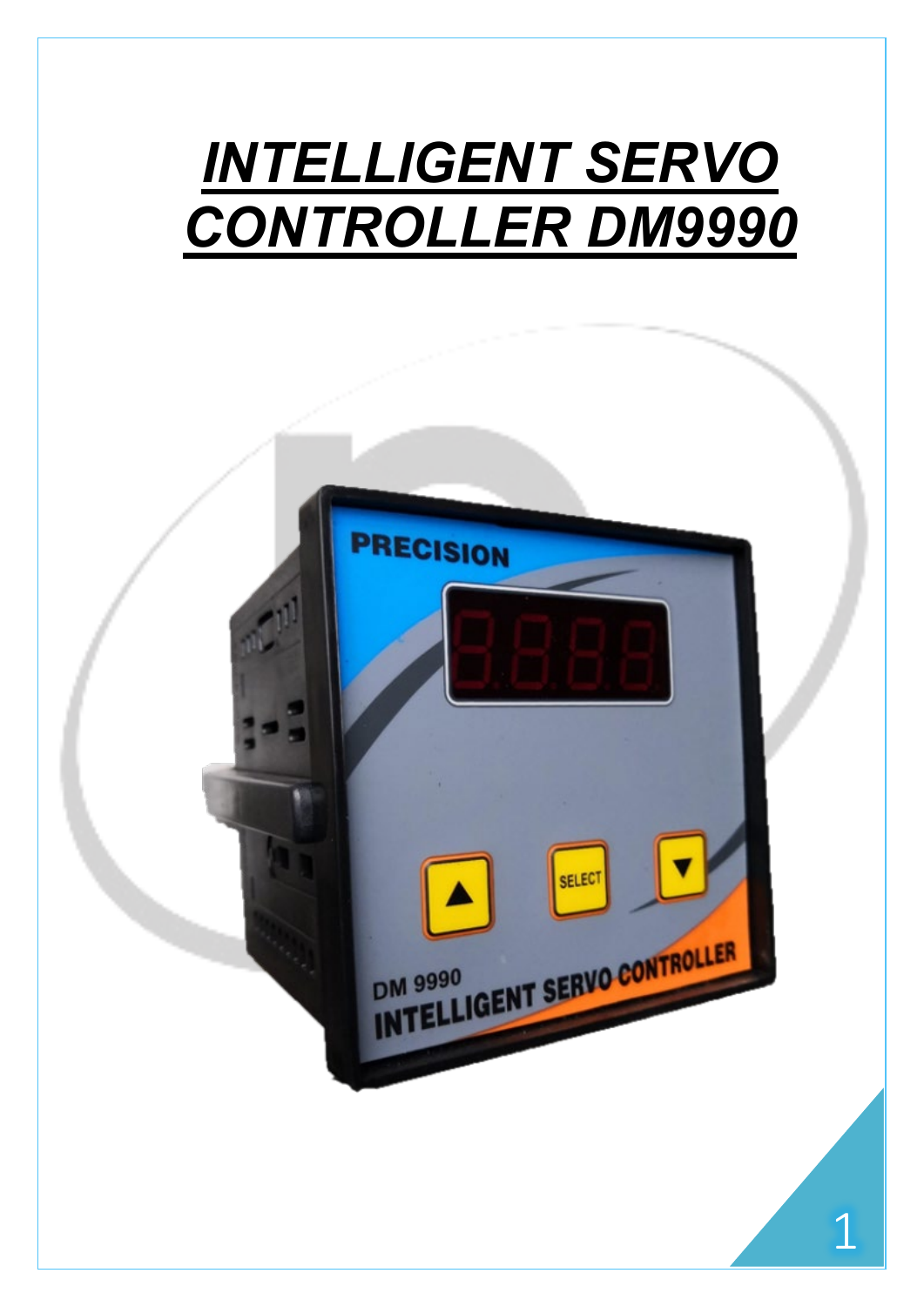# *INTELLIGENT SERVO CONTROLLER DM9990*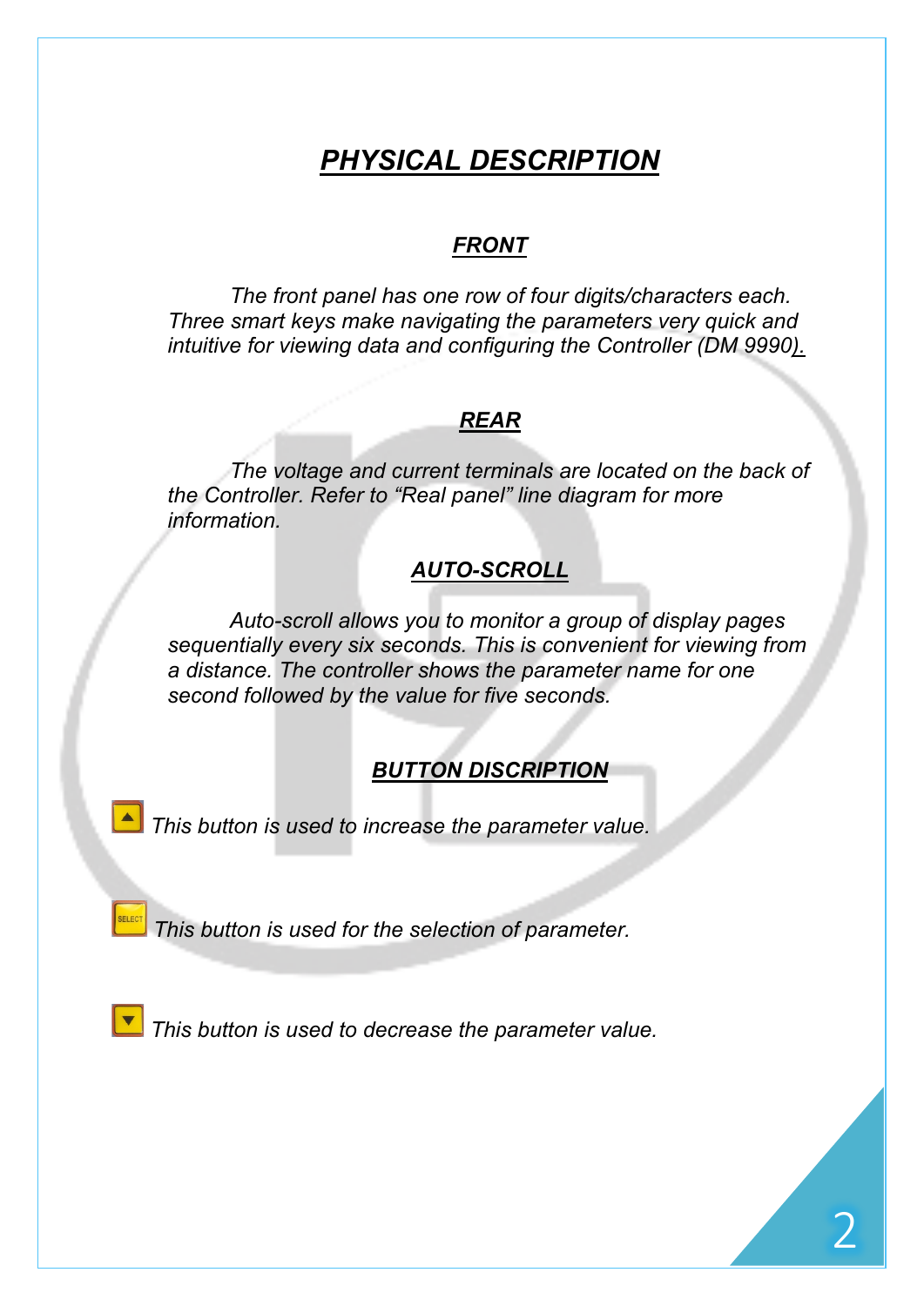# ***PHYSICAL DESCRIPTION***

## ***FRONT***

*The front panel has one row of four digits/characters each. Three smart keys make navigating the parameters very quick and intuitive for viewing data and configuring the Controller (DM 9990).*

## ***REAR***

*The voltage and current terminals are located on the back of the Controller. Refer to "Real panel" line diagram for more information.*

## ***AUTO-SCROLL***

*Auto-scroll allows you to monitor a group of display pages sequentially every six seconds. This is convenient for viewing from a distance. The controller shows the parameter name for one second followed by the value for five seconds.*

## ***BUTTON DISCRIPTION***

*This button is used to increase the parameter value.*

*This button is used for the selection of parameter.*

*This button is used to decrease the parameter value.*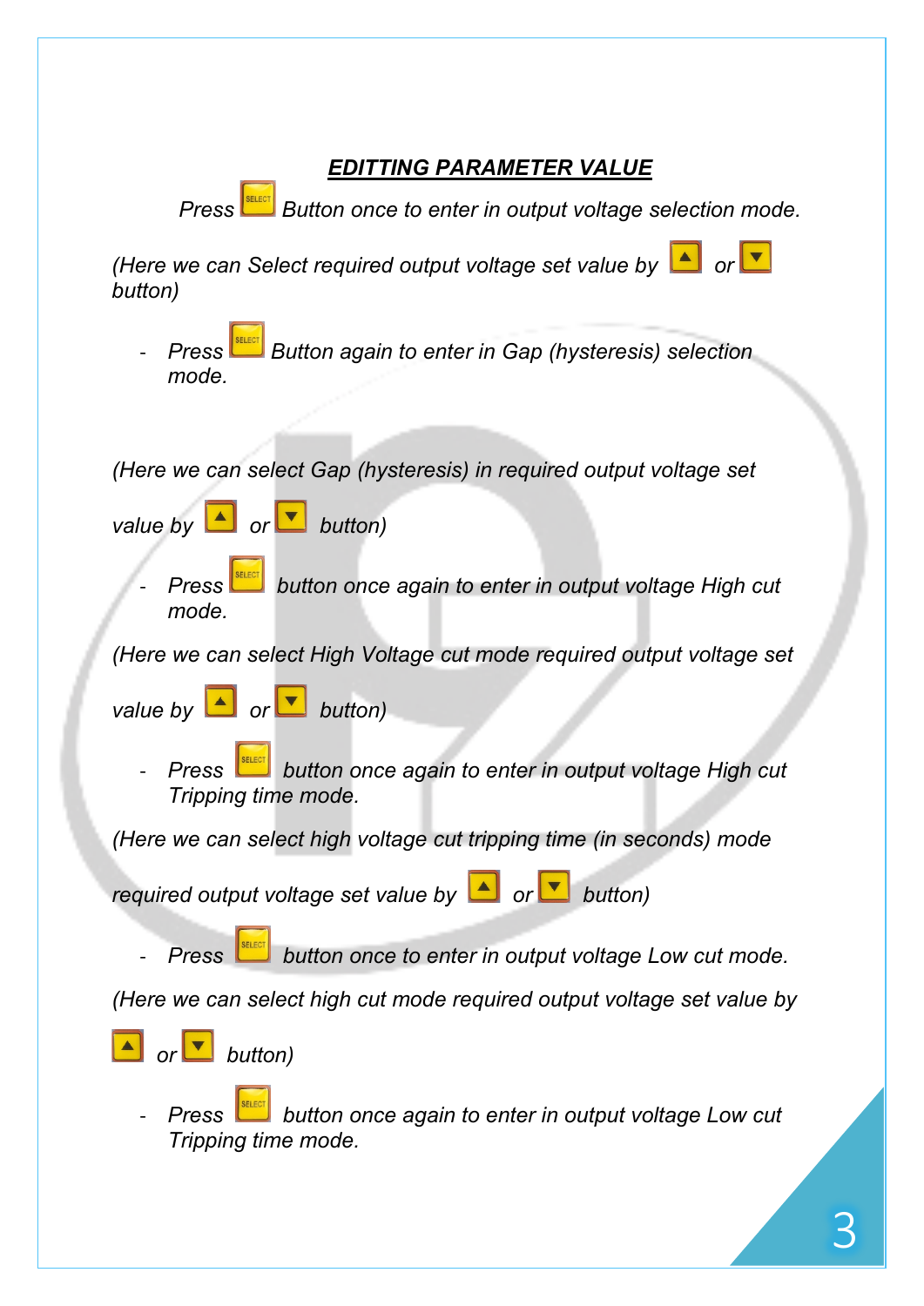## ***EDITTING PARAMETER VALUE***

*Press SELECT Button once to enter in output voltage selection mode.*

*(Here we can Select required output voltage set value by ▲ or ▼ button)*

- *Press SELECT Button again to enter in Gap (hysteresis) selection mode.*

*(Here we can select Gap (hysteresis) in required output voltage set value by ▲ or ▼ button)*

- *Press SELECT button once again to enter in output voltage High cut mode.*

*(Here we can select High Voltage cut mode required output voltage set value by ▲ or ▼ button)*

- *Press SELECT button once again to enter in output voltage High cut Tripping time mode.*

*(Here we can select high voltage cut tripping time (in seconds) mode required output voltage set value by ▲ or ▼ button)*

- *Press SELECT button once to enter in output voltage Low cut mode.*

*(Here we can select high cut mode required output voltage set value by ▲ or ▼ button)*

- *Press SELECT button once again to enter in output voltage Low cut Tripping time mode.*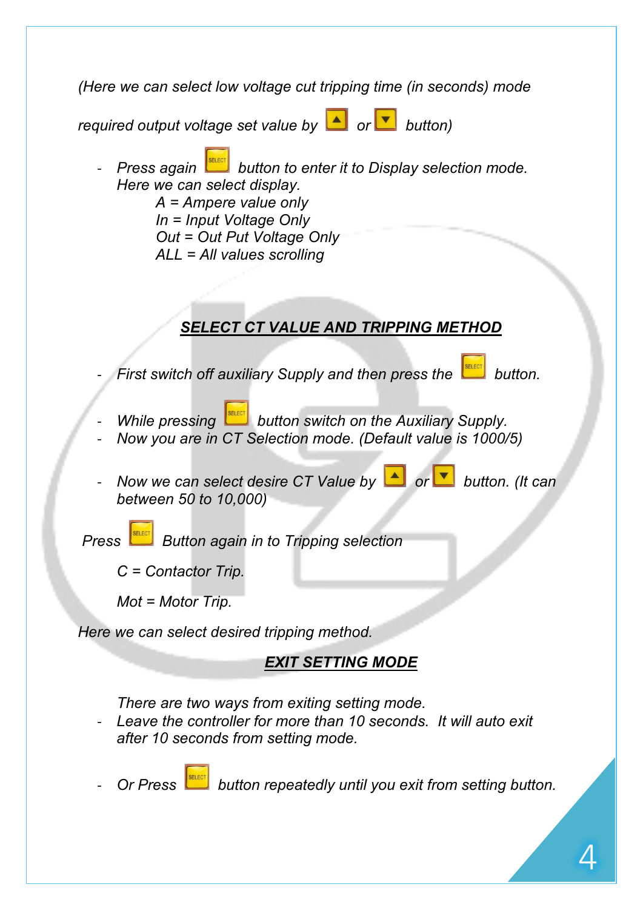*(Here we can select low voltage cut tripping time (in seconds) mode required output voltage set value by ▲ or ▼ button)*

- *Press again SELECT button to enter it to Display selection mode. Here we can select display.*
  - *A = Ampere value only*
  - *In = Input Voltage Only*
  - *Out = Out Put Voltage Only*
  - *ALL = All values scrolling*

## ***SELECT CT VALUE AND TRIPPING METHOD***

- *First switch off auxiliary Supply and then press the SELECT button.*

- *While pressing SELECT button switch on the Auxiliary Supply.*
- *Now you are in CT Selection mode. (Default value is 1000/5)*

- *Now we can select desire CT Value by ▲ or ▼ button. (It can between 50 to 10,000)*

*Press SELECT Button again in to Tripping selection*

*C = Contactor Trip.*

*Mot = Motor Trip.*

*Here we can select desired tripping method.*

## ***EXIT SETTING MODE***

*There are two ways from exiting setting mode.*

- *Leave the controller for more than 10 seconds. It will auto exit after 10 seconds from setting mode.*

- *Or Press SELECT button repeatedly until you exit from setting button.*